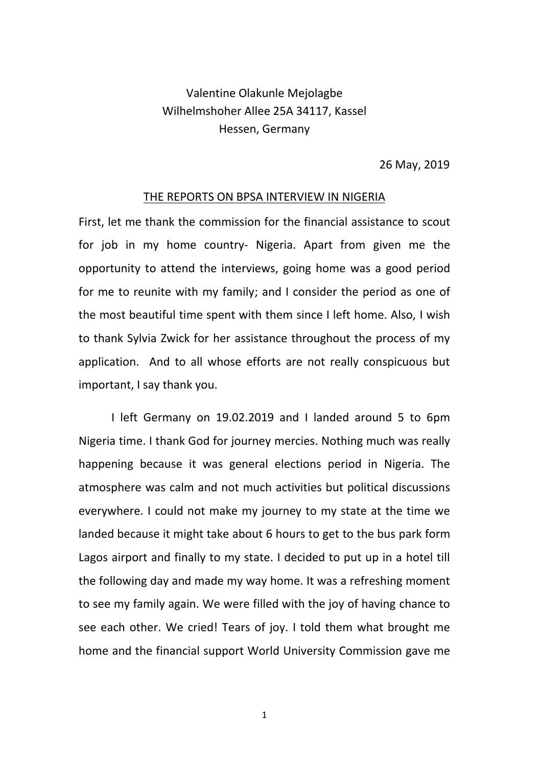Valentine Olakunle Mejolagbe
Wilhelmshoher Allee 25A 34117, Kassel
Hessen, Germany

26 May, 2019

## THE REPORTS ON BPSA INTERVIEW IN NIGERIA

First, let me thank the commission for the financial assistance to scout for job in my home country- Nigeria. Apart from given me the opportunity to attend the interviews, going home was a good period for me to reunite with my family; and I consider the period as one of the most beautiful time spent with them since I left home. Also, I wish to thank Sylvia Zwick for her assistance throughout the process of my application. And to all whose efforts are not really conspicuous but important, I say thank you.

I left Germany on 19.02.2019 and I landed around 5 to 6pm Nigeria time. I thank God for journey mercies. Nothing much was really happening because it was general elections period in Nigeria. The atmosphere was calm and not much activities but political discussions everywhere. I could not make my journey to my state at the time we landed because it might take about 6 hours to get to the bus park form Lagos airport and finally to my state. I decided to put up in a hotel till the following day and made my way home. It was a refreshing moment to see my family again. We were filled with the joy of having chance to see each other. We cried! Tears of joy. I told them what brought me home and the financial support World University Commission gave me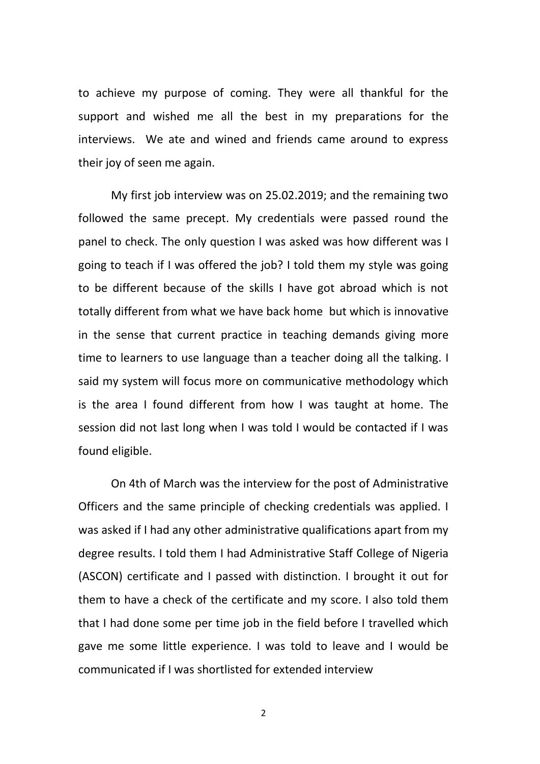to achieve my purpose of coming. They were all thankful for the support and wished me all the best in my preparations for the interviews. We ate and wined and friends came around to express their joy of seen me again.

My first job interview was on 25.02.2019; and the remaining two followed the same precept. My credentials were passed round the panel to check. The only question I was asked was how different was I going to teach if I was offered the job? I told them my style was going to be different because of the skills I have got abroad which is not totally different from what we have back home but which is innovative in the sense that current practice in teaching demands giving more time to learners to use language than a teacher doing all the talking. I said my system will focus more on communicative methodology which is the area I found different from how I was taught at home. The session did not last long when I was told I would be contacted if I was found eligible.

On 4th of March was the interview for the post of Administrative Officers and the same principle of checking credentials was applied. I was asked if I had any other administrative qualifications apart from my degree results. I told them I had Administrative Staff College of Nigeria (ASCON) certificate and I passed with distinction. I brought it out for them to have a check of the certificate and my score. I also told them that I had done some per time job in the field before I travelled which gave me some little experience. I was told to leave and I would be communicated if I was shortlisted for extended interview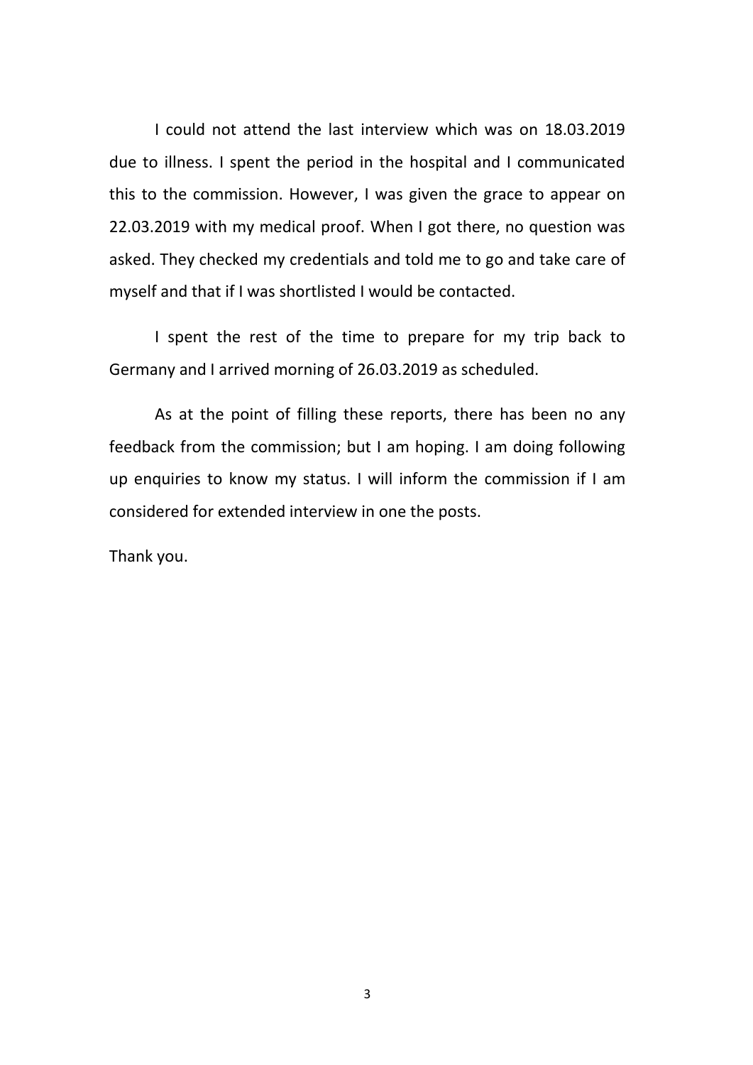I could not attend the last interview which was on 18.03.2019 due to illness. I spent the period in the hospital and I communicated this to the commission. However, I was given the grace to appear on 22.03.2019 with my medical proof. When I got there, no question was asked. They checked my credentials and told me to go and take care of myself and that if I was shortlisted I would be contacted.

I spent the rest of the time to prepare for my trip back to Germany and I arrived morning of 26.03.2019 as scheduled.

As at the point of filling these reports, there has been no any feedback from the commission; but I am hoping. I am doing following up enquiries to know my status. I will inform the commission if I am considered for extended interview in one the posts.

Thank you.